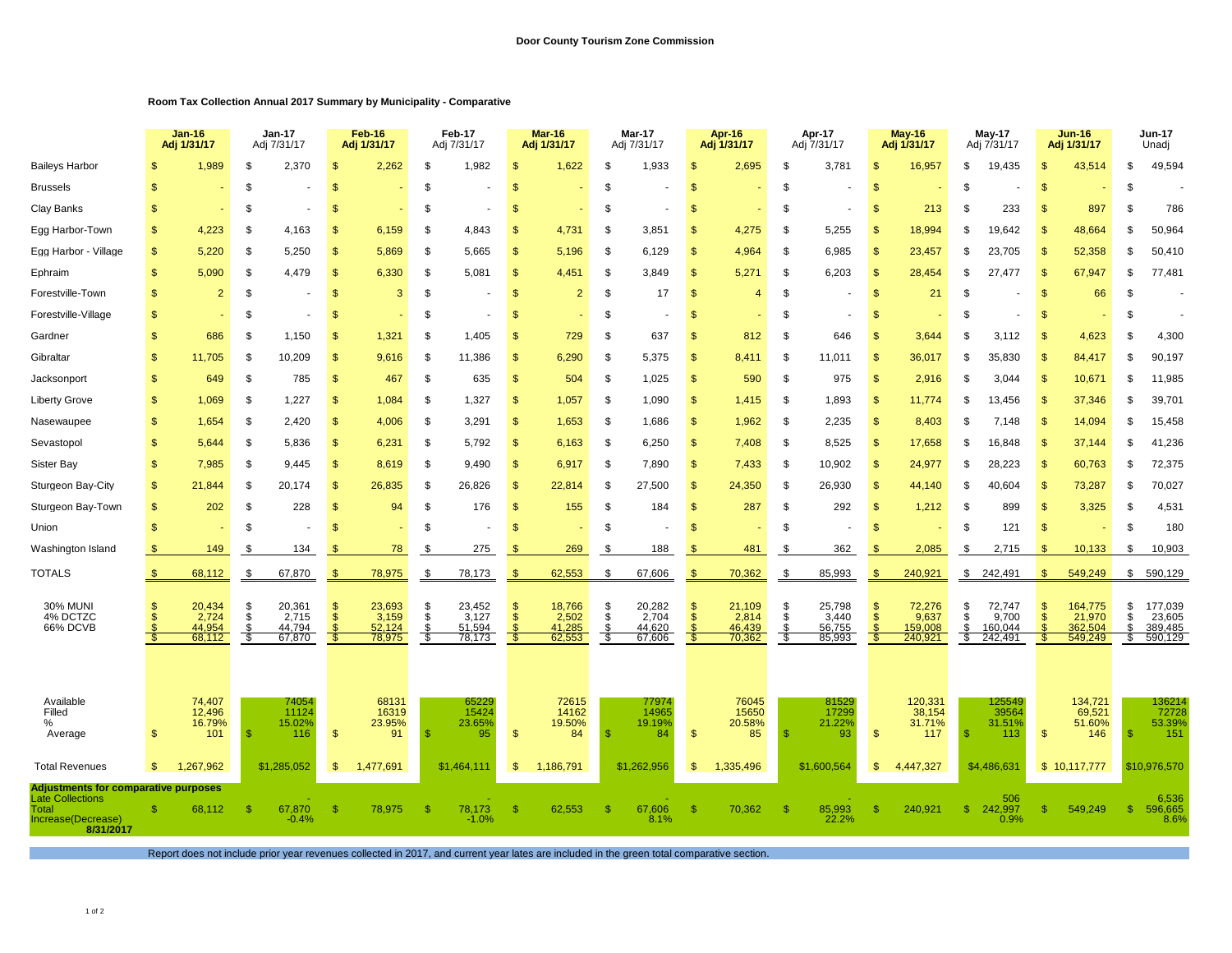**Door County Tourism Zone Commission**

**Room Tax Collection Annual 2017 Summary by Municipality - Comparative**

| | Jan-16 Adj 1/31/17 | Jan-17 Adj 7/31/17 | Feb-16 Adj 1/31/17 | Feb-17 Adj 7/31/17 | Mar-16 Adj 1/31/17 | Mar-17 Adj 7/31/17 | Apr-16 Adj 1/31/17 | Apr-17 Adj 7/31/17 | May-16 Adj 1/31/17 | May-17 Adj 7/31/17 | Jun-16 Adj 1/31/17 | Jun-17 Unadj |
|---|---|---|---|---|---|---|---|---|---|---|---|---|
| Baileys Harbor | $ 1,989 | $ 2,370 | $ 2,262 | $ 1,982 | $ 1,622 | $ 1,933 | $ 2,695 | $ 3,781 | $ 16,957 | $ 19,435 | $ 43,514 | $ 49,594 |
| Brussels | $ - | $ - | $ - | $ - | $ - | $ - | $ - | $ - | $ - | $ - | $ - | $ - |
| Clay Banks | $ - | $ - | $ - | $ - | $ - | $ - | $ - | $ - | $ 213 | $ 233 | $ 897 | $ 786 |
| Egg Harbor-Town | $ 4,223 | $ 4,163 | $ 6,159 | $ 4,843 | $ 4,731 | $ 3,851 | $ 4,275 | $ 5,255 | $ 18,994 | $ 19,642 | $ 48,664 | $ 50,964 |
| Egg Harbor - Village | $ 5,220 | $ 5,250 | $ 5,869 | $ 5,665 | $ 5,196 | $ 6,129 | $ 4,964 | $ 6,985 | $ 23,457 | $ 23,705 | $ 52,358 | $ 50,410 |
| Ephraim | $ 5,090 | $ 4,479 | $ 6,330 | $ 5,081 | $ 4,451 | $ 3,849 | $ 5,271 | $ 6,203 | $ 28,454 | $ 27,477 | $ 67,947 | $ 77,481 |
| Forestville-Town | $ 2 | $ - | $ 3 | $ - | $ 2 | $ 17 | $ 4 | $ - | $ 21 | $ - | $ 66 | $ - |
| Forestville-Village | $ - | $ - | $ - | $ - | $ - | $ - | $ - | $ - | $ - | $ - | $ - | $ - |
| Gardner | $ 686 | $ 1,150 | $ 1,321 | $ 1,405 | $ 729 | $ 637 | $ 812 | $ 646 | $ 3,644 | $ 3,112 | $ 4,623 | $ 4,300 |
| Gibraltar | $ 11,705 | $ 10,209 | $ 9,616 | $ 11,386 | $ 6,290 | $ 5,375 | $ 8,411 | $ 11,011 | $ 36,017 | $ 35,830 | $ 84,417 | $ 90,197 |
| Jacksonport | $ 649 | $ 785 | $ 467 | $ 635 | $ 504 | $ 1,025 | $ 590 | $ 975 | $ 2,916 | $ 3,044 | $ 10,671 | $ 11,985 |
| Liberty Grove | $ 1,069 | $ 1,227 | $ 1,084 | $ 1,327 | $ 1,057 | $ 1,090 | $ 1,415 | $ 1,893 | $ 11,774 | $ 13,456 | $ 37,346 | $ 39,701 |
| Nasewaupee | $ 1,654 | $ 2,420 | $ 4,006 | $ 3,291 | $ 1,653 | $ 1,686 | $ 1,962 | $ 2,235 | $ 8,403 | $ 7,148 | $ 14,094 | $ 15,458 |
| Sevastopol | $ 5,644 | $ 5,836 | $ 6,231 | $ 5,792 | $ 6,163 | $ 6,250 | $ 7,408 | $ 8,525 | $ 17,658 | $ 16,848 | $ 37,144 | $ 41,236 |
| Sister Bay | $ 7,985 | $ 9,445 | $ 8,619 | $ 9,490 | $ 6,917 | $ 7,890 | $ 7,433 | $ 10,902 | $ 24,977 | $ 28,223 | $ 60,763 | $ 72,375 |
| Sturgeon Bay-City | $ 21,844 | $ 20,174 | $ 26,835 | $ 26,826 | $ 22,814 | $ 27,500 | $ 24,350 | $ 26,930 | $ 44,140 | $ 40,604 | $ 73,287 | $ 70,027 |
| Sturgeon Bay-Town | $ 202 | $ 228 | $ 94 | $ 176 | $ 155 | $ 184 | $ 287 | $ 292 | $ 1,212 | $ 899 | $ 3,325 | $ 4,531 |
| Union | $ - | $ - | $ - | $ - | $ - | $ - | $ - | $ - | $ - | $ 121 | $ - | $ 180 |
| Washington Island | $ 149 | $ 134 | $ 78 | $ 275 | $ 269 | $ 188 | $ 481 | $ 362 | $ 2,085 | $ 2,715 | $ 10,133 | $ 10,903 |
| TOTALS | $ 68,112 | $ 67,870 | $ 78,975 | $ 78,173 | $ 62,553 | $ 67,606 | $ 70,362 | $ 85,993 | $ 240,921 | $ 242,491 | $ 549,249 | $ 590,129 |
| 30% MUNI | $ 20,434 | $ 20,361 | $ 23,693 | $ 23,452 | $ 18,766 | $ 20,282 | $ 21,109 | $ 25,798 | $ 72,276 | $ 72,747 | $ 164,775 | $ 177,039 |
| 4% DCTZC | $ 2,724 | $ 2,715 | $ 3,159 | $ 3,127 | $ 2,502 | $ 2,704 | $ 2,814 | $ 3,440 | $ 9,637 | $ 9,700 | $ 21,970 | $ 23,605 |
| 66% DCVB | $ 44,954 | $ 44,794 | $ 52,124 | $ 51,594 | $ 41,285 | $ 44,620 | $ 46,439 | $ 56,755 | $ 159,008 | $ 160,044 | $ 362,504 | $ 389,485 |
| | $ 68,112 | $ 67,870 | $ 78,975 | $ 78,173 | $ 62,553 | $ 67,606 | $ 70,362 | $ 85,993 | $ 240,921 | $ 242,491 | $ 549,249 | $ 590,129 |
| Available | 74,407 | 74054 | 68131 | 65229 | 72615 | 77974 | 76045 | 81529 | 120,331 | 125549 | 134,721 | 136214 |
| Filled | 12,496 | 11124 | 16319 | 15424 | 14162 | 14965 | 15650 | 17299 | 38,154 | 39564 | 69,521 | 72728 |
| % | 16.79% | 15.02% | 23.95% | 23.65% | 19.50% | 19.19% | 20.58% | 21.22% | 31.71% | 31.51% | 51.60% | 53.39% |
| Average | $ 101 | $ 116 | $ 91 | $ 95 | $ 84 | $ 84 | $ 85 | $ 93 | $ 117 | $ 113 | $ 146 | $ 151 |
| Total Revenues | $ 1,267,962 | $1,285,052 | $ 1,477,691 | $1,464,111 | $ 1,186,791 | $1,262,956 | $ 1,335,496 | $1,600,564 | $ 4,447,327 | $4,486,631 | $ 10,117,777 | $10,976,570 |
| **Adjustments for comparative purposes** | | | | | | | | | | | | |
| Late Collections | | - | | - | | - | | - | | 506 | | 6,536 |
| Total | $ 68,112 | $ 67,870 | $ 78,975 | $ 78,173 | $ 62,553 | $ 67,606 | $ 70,362 | $ 85,993 | $ 240,921 | $ 242,997 | $ 549,249 | $ 596,665 |
| Increase(Decrease) 8/31/2017 | | -0.4% | | -1.0% | | 8.1% | | 22.2% | | 0.9% | | 8.6% |

Report does not include prior year revenues collected in 2017, and current year lates are included in the green total comparative section.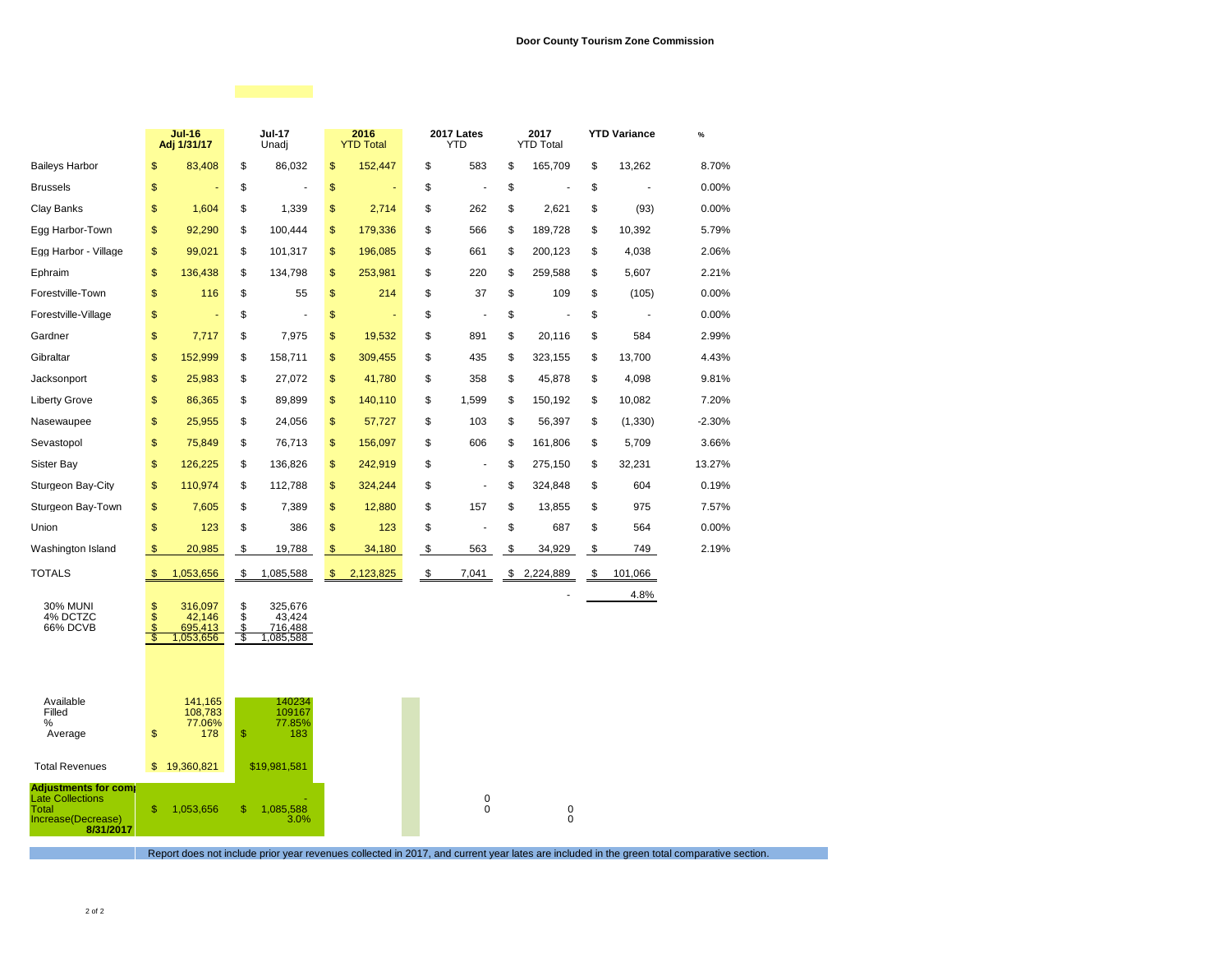## Door County Tourism Zone Commission

| | Jul-16 Adj 1/31/17 | Jul-17 Unadj | 2016 YTD Total | 2017 Lates YTD | 2017 YTD Total | YTD Variance | % |
|---|---|---|---|---|---|---|---|
| Baileys Harbor | $ 83,408 | $ 86,032 | $ 152,447 | $ 583 | $ 165,709 | $ 13,262 | 8.70% |
| Brussels | $ - | $ - | $ - | $ - | $ - | $ - | 0.00% |
| Clay Banks | $ 1,604 | $ 1,339 | $ 2,714 | $ 262 | $ 2,621 | $ (93) | 0.00% |
| Egg Harbor-Town | $ 92,290 | $ 100,444 | $ 179,336 | $ 566 | $ 189,728 | $ 10,392 | 5.79% |
| Egg Harbor - Village | $ 99,021 | $ 101,317 | $ 196,085 | $ 661 | $ 200,123 | $ 4,038 | 2.06% |
| Ephraim | $ 136,438 | $ 134,798 | $ 253,981 | $ 220 | $ 259,588 | $ 5,607 | 2.21% |
| Forestville-Town | $ 116 | $ 55 | $ 214 | $ 37 | $ 109 | $ (105) | 0.00% |
| Forestville-Village | $ - | $ - | $ - | $ - | $ - | $ - | 0.00% |
| Gardner | $ 7,717 | $ 7,975 | $ 19,532 | $ 891 | $ 20,116 | $ 584 | 2.99% |
| Gibraltar | $ 152,999 | $ 158,711 | $ 309,455 | $ 435 | $ 323,155 | $ 13,700 | 4.43% |
| Jacksonport | $ 25,983 | $ 27,072 | $ 41,780 | $ 358 | $ 45,878 | $ 4,098 | 9.81% |
| Liberty Grove | $ 86,365 | $ 89,899 | $ 140,110 | $ 1,599 | $ 150,192 | $ 10,082 | 7.20% |
| Nasewaupee | $ 25,955 | $ 24,056 | $ 57,727 | $ 103 | $ 56,397 | $ (1,330) | -2.30% |
| Sevastopol | $ 75,849 | $ 76,713 | $ 156,097 | $ 606 | $ 161,806 | $ 5,709 | 3.66% |
| Sister Bay | $ 126,225 | $ 136,826 | $ 242,919 | $ - | $ 275,150 | $ 32,231 | 13.27% |
| Sturgeon Bay-City | $ 110,974 | $ 112,788 | $ 324,244 | $ - | $ 324,848 | $ 604 | 0.19% |
| Sturgeon Bay-Town | $ 7,605 | $ 7,389 | $ 12,880 | $ 157 | $ 13,855 | $ 975 | 7.57% |
| Union | $ 123 | $ 386 | $ 123 | $ - | $ 687 | $ 564 | 0.00% |
| Washington Island | $ 20,985 | $ 19,788 | $ 34,180 | $ 563 | $ 34,929 | $ 749 | 2.19% |
| TOTALS | $ 1,053,656 | $ 1,085,588 | $ 2,123,825 | $ 7,041 | $ 2,224,889 | $ 101,066 | |
| | | | | | - | 4.8% | |
| 30% MUNI | $ 316,097 | $ 325,676 | | | | | |
| 4% DCTZC | $ 42,146 | $ 43,424 | | | | | |
| 66% DCVB | $ 695,413 | $ 716,488 | | | | | |
| | $ 1,053,656 | $ 1,085,588 | | | | | |
| Available | 141,165 | 140234 | | | | | |
| Filled | 108,783 | 109167 | | | | | |
| % | 77.06% | 77.85% | | | | | |
| Average | $ 178 | $ 183 | | | | | |
| Total Revenues | $ 19,360,821 | $19,981,581 | | | | | |
| Adjustments for comp | | | | | | | |
| Late Collections | | - | | 0 | | | |
| Total | $ 1,053,656 | $ 1,085,588 | | 0 | 0 | | |
| Increase(Decrease) | | 3.0% | | | 0 | | |
| 8/31/2017 | | | | | | | |

Report does not include prior year revenues collected in 2017, and current year lates are included in the green total comparative section.